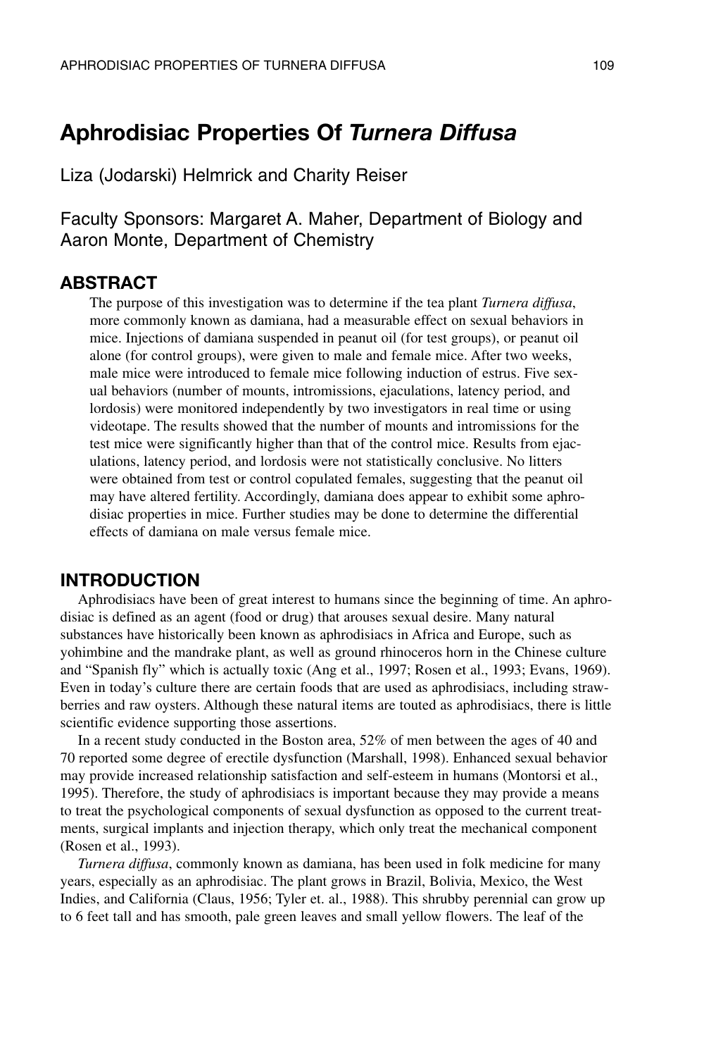# Aphrodisiac Properties Of *Turnera Diffusa*

Liza (Jodarski) Helmrick and Charity Reiser

Faculty Sponsors: Margaret A. Maher, Department of Biology and Aaron Monte, Department of Chemistry

## ABSTRACT

The purpose of this investigation was to determine if the tea plant *Turnera diffusa*, more commonly known as damiana, had a measurable effect on sexual behaviors in mice. Injections of damiana suspended in peanut oil (for test groups), or peanut oil alone (for control groups), were given to male and female mice. After two weeks, male mice were introduced to female mice following induction of estrus. Five sexual behaviors (number of mounts, intromissions, ejaculations, latency period, and lordosis) were monitored independently by two investigators in real time or using videotape. The results showed that the number of mounts and intromissions for the test mice were significantly higher than that of the control mice. Results from ejaculations, latency period, and lordosis were not statistically conclusive. No litters were obtained from test or control copulated females, suggesting that the peanut oil may have altered fertility. Accordingly, damiana does appear to exhibit some aphrodisiac properties in mice. Further studies may be done to determine the differential effects of damiana on male versus female mice.

## INTRODUCTION

Aphrodisiacs have been of great interest to humans since the beginning of time. An aphrodisiac is defined as an agent (food or drug) that arouses sexual desire. Many natural substances have historically been known as aphrodisiacs in Africa and Europe, such as yohimbine and the mandrake plant, as well as ground rhinoceros horn in the Chinese culture and "Spanish fly" which is actually toxic (Ang et al., 1997; Rosen et al., 1993; Evans, 1969). Even in today's culture there are certain foods that are used as aphrodisiacs, including strawberries and raw oysters. Although these natural items are touted as aphrodisiacs, there is little scientific evidence supporting those assertions.

In a recent study conducted in the Boston area, 52% of men between the ages of 40 and 70 reported some degree of erectile dysfunction (Marshall, 1998). Enhanced sexual behavior may provide increased relationship satisfaction and self-esteem in humans (Montorsi et al., 1995). Therefore, the study of aphrodisiacs is important because they may provide a means to treat the psychological components of sexual dysfunction as opposed to the current treatments, surgical implants and injection therapy, which only treat the mechanical component (Rosen et al., 1993).

*Turnera diffusa*, commonly known as damiana, has been used in folk medicine for many years, especially as an aphrodisiac. The plant grows in Brazil, Bolivia, Mexico, the West Indies, and California (Claus, 1956; Tyler et. al., 1988). This shrubby perennial can grow up to 6 feet tall and has smooth, pale green leaves and small yellow flowers. The leaf of the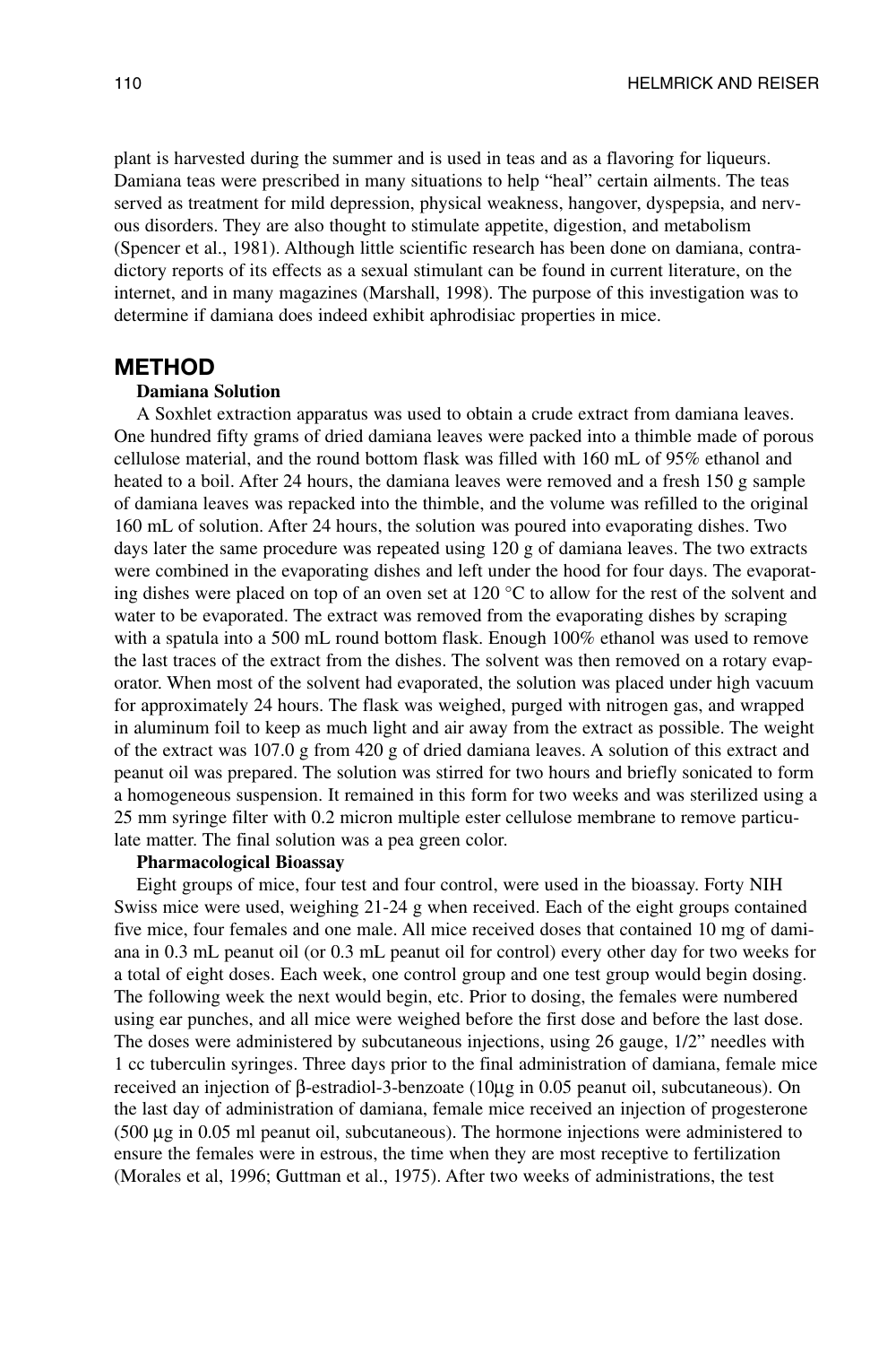plant is harvested during the summer and is used in teas and as a flavoring for liqueurs. Damiana teas were prescribed in many situations to help "heal" certain ailments. The teas served as treatment for mild depression, physical weakness, hangover, dyspepsia, and nervous disorders. They are also thought to stimulate appetite, digestion, and metabolism (Spencer et al., 1981). Although little scientific research has been done on damiana, contradictory reports of its effects as a sexual stimulant can be found in current literature, on the internet, and in many magazines (Marshall, 1998). The purpose of this investigation was to determine if damiana does indeed exhibit aphrodisiac properties in mice.

## METHOD

### Damiana Solution

A Soxhlet extraction apparatus was used to obtain a crude extract from damiana leaves. One hundred fifty grams of dried damiana leaves were packed into a thimble made of porous cellulose material, and the round bottom flask was filled with 160 mL of 95% ethanol and heated to a boil. After 24 hours, the damiana leaves were removed and a fresh 150 g sample of damiana leaves was repacked into the thimble, and the volume was refilled to the original 160 mL of solution. After 24 hours, the solution was poured into evaporating dishes. Two days later the same procedure was repeated using 120 g of damiana leaves. The two extracts were combined in the evaporating dishes and left under the hood for four days. The evaporating dishes were placed on top of an oven set at 120 °C to allow for the rest of the solvent and water to be evaporated. The extract was removed from the evaporating dishes by scraping with a spatula into a 500 mL round bottom flask. Enough 100% ethanol was used to remove the last traces of the extract from the dishes. The solvent was then removed on a rotary evaporator. When most of the solvent had evaporated, the solution was placed under high vacuum for approximately 24 hours. The flask was weighed, purged with nitrogen gas, and wrapped in aluminum foil to keep as much light and air away from the extract as possible. The weight of the extract was 107.0 g from 420 g of dried damiana leaves. A solution of this extract and peanut oil was prepared. The solution was stirred for two hours and briefly sonicated to form a homogeneous suspension. It remained in this form for two weeks and was sterilized using a 25 mm syringe filter with 0.2 micron multiple ester cellulose membrane to remove particulate matter. The final solution was a pea green color.

### Pharmacological Bioassay

Eight groups of mice, four test and four control, were used in the bioassay. Forty NIH Swiss mice were used, weighing 21-24 g when received. Each of the eight groups contained five mice, four females and one male. All mice received doses that contained 10 mg of damiana in 0.3 mL peanut oil (or 0.3 mL peanut oil for control) every other day for two weeks for a total of eight doses. Each week, one control group and one test group would begin dosing. The following week the next would begin, etc. Prior to dosing, the females were numbered using ear punches, and all mice were weighed before the first dose and before the last dose. The doses were administered by subcutaneous injections, using 26 gauge, 1/2" needles with 1 cc tuberculin syringes. Three days prior to the final administration of damiana, female mice received an injection of β-estradiol-3-benzoate (10μg in 0.05 peanut oil, subcutaneous). On the last day of administration of damiana, female mice received an injection of progesterone (500 μg in 0.05 ml peanut oil, subcutaneous). The hormone injections were administered to ensure the females were in estrous, the time when they are most receptive to fertilization (Morales et al, 1996; Guttman et al., 1975). After two weeks of administrations, the test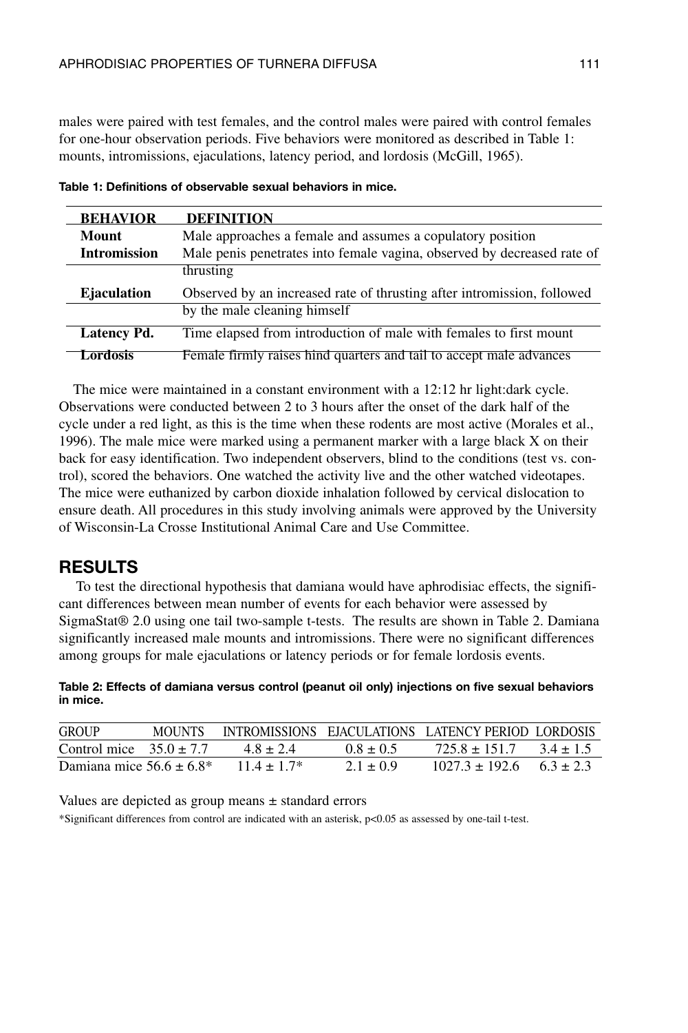males were paired with test females, and the control males were paired with control females for one-hour observation periods. Five behaviors were monitored as described in Table 1: mounts, intromissions, ejaculations, latency period, and lordosis (McGill, 1965).

**Table 1: Definitions of observable sexual behaviors in mice.**

| BEHAVIOR | DEFINITION |
|---|---|
| **Mount** | Male approaches a female and assumes a copulatory position |
| **Intromission** | Male penis penetrates into female vagina, observed by decreased rate of thrusting |
| **Ejaculation** | Observed by an increased rate of thrusting after intromission, followed by the male cleaning himself |
| **Latency Pd.** | Time elapsed from introduction of male with females to first mount |
| **Lordosis** | Female firmly raises hind quarters and tail to accept male advances |

The mice were maintained in a constant environment with a 12:12 hr light:dark cycle. Observations were conducted between 2 to 3 hours after the onset of the dark half of the cycle under a red light, as this is the time when these rodents are most active (Morales et al., 1996). The male mice were marked using a permanent marker with a large black X on their back for easy identification. Two independent observers, blind to the conditions (test vs. control), scored the behaviors. One watched the activity live and the other watched videotapes. The mice were euthanized by carbon dioxide inhalation followed by cervical dislocation to ensure death. All procedures in this study involving animals were approved by the University of Wisconsin-La Crosse Institutional Animal Care and Use Committee.

## RESULTS

To test the directional hypothesis that damiana would have aphrodisiac effects, the significant differences between mean number of events for each behavior were assessed by SigmaStat® 2.0 using one tail two-sample t-tests. The results are shown in Table 2. Damiana significantly increased male mounts and intromissions. There were no significant differences among groups for male ejaculations or latency periods or for female lordosis events.

**Table 2: Effects of damiana versus control (peanut oil only) injections on five sexual behaviors in mice.**

| GROUP | MOUNTS | INTROMISSIONS | EJACULATIONS | LATENCY PERIOD | LORDOSIS |
|---|---|---|---|---|---|
| Control mice | 35.0 ± 7.7 | 4.8 ± 2.4 | 0.8 ± 0.5 | 725.8 ± 151.7 | 3.4 ± 1.5 |
| Damiana mice | 56.6 ± 6.8* | 11.4 ± 1.7* | 2.1 ± 0.9 | 1027.3 ± 192.6 | 6.3 ± 2.3 |

Values are depicted as group means ± standard errors

*Significant differences from control are indicated with an asterisk, $p<0.05$ as assessed by one-tail t-test.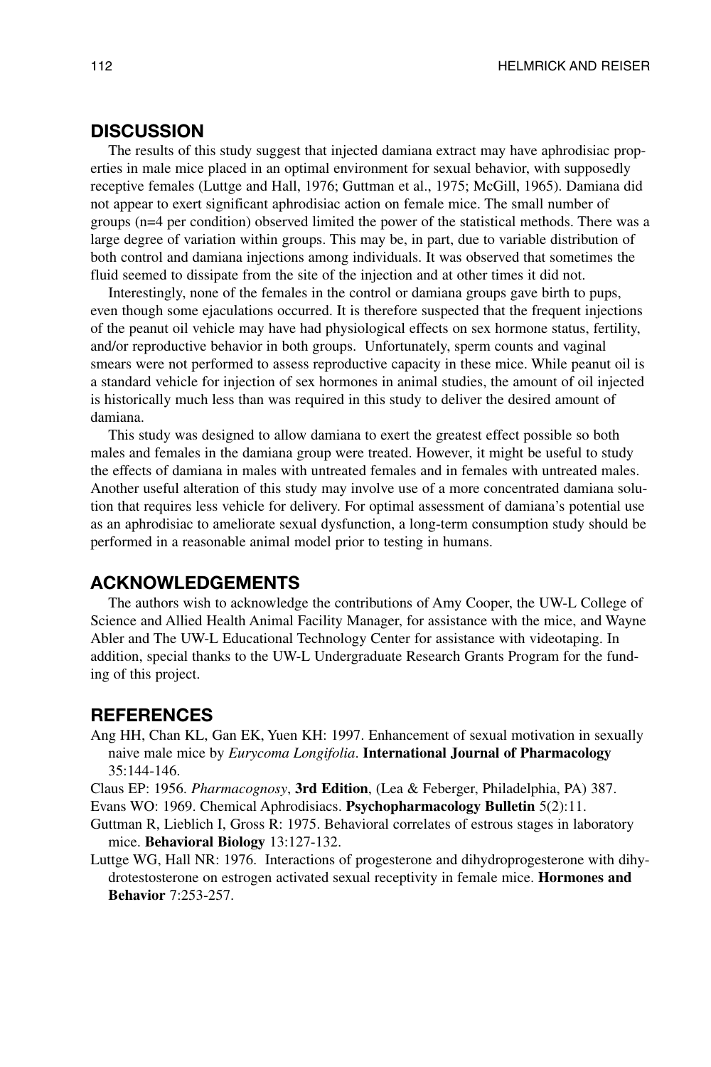## DISCUSSION

The results of this study suggest that injected damiana extract may have aphrodisiac properties in male mice placed in an optimal environment for sexual behavior, with supposedly receptive females (Luttge and Hall, 1976; Guttman et al., 1975; McGill, 1965). Damiana did not appear to exert significant aphrodisiac action on female mice. The small number of groups (n=4 per condition) observed limited the power of the statistical methods. There was a large degree of variation within groups. This may be, in part, due to variable distribution of both control and damiana injections among individuals. It was observed that sometimes the fluid seemed to dissipate from the site of the injection and at other times it did not.

Interestingly, none of the females in the control or damiana groups gave birth to pups, even though some ejaculations occurred. It is therefore suspected that the frequent injections of the peanut oil vehicle may have had physiological effects on sex hormone status, fertility, and/or reproductive behavior in both groups. Unfortunately, sperm counts and vaginal smears were not performed to assess reproductive capacity in these mice. While peanut oil is a standard vehicle for injection of sex hormones in animal studies, the amount of oil injected is historically much less than was required in this study to deliver the desired amount of damiana.

This study was designed to allow damiana to exert the greatest effect possible so both males and females in the damiana group were treated. However, it might be useful to study the effects of damiana in males with untreated females and in females with untreated males. Another useful alteration of this study may involve use of a more concentrated damiana solution that requires less vehicle for delivery. For optimal assessment of damiana's potential use as an aphrodisiac to ameliorate sexual dysfunction, a long-term consumption study should be performed in a reasonable animal model prior to testing in humans.

## ACKNOWLEDGEMENTS

The authors wish to acknowledge the contributions of Amy Cooper, the UW-L College of Science and Allied Health Animal Facility Manager, for assistance with the mice, and Wayne Abler and The UW-L Educational Technology Center for assistance with videotaping. In addition, special thanks to the UW-L Undergraduate Research Grants Program for the funding of this project.

## REFERENCES

Ang HH, Chan KL, Gan EK, Yuen KH: 1997. Enhancement of sexual motivation in sexually naive male mice by *Eurycoma Longifolia*. **International Journal of Pharmacology** 35:144-146.

Claus EP: 1956. *Pharmacognosy*, **3rd Edition**, (Lea & Feberger, Philadelphia, PA) 387.

Evans WO: 1969. Chemical Aphrodisiacs. **Psychopharmacology Bulletin** 5(2):11.

Guttman R, Lieblich I, Gross R: 1975. Behavioral correlates of estrous stages in laboratory mice. **Behavioral Biology** 13:127-132.

Luttge WG, Hall NR: 1976. Interactions of progesterone and dihydroprogesterone with dihydrotestosterone on estrogen activated sexual receptivity in female mice. **Hormones and Behavior** 7:253-257.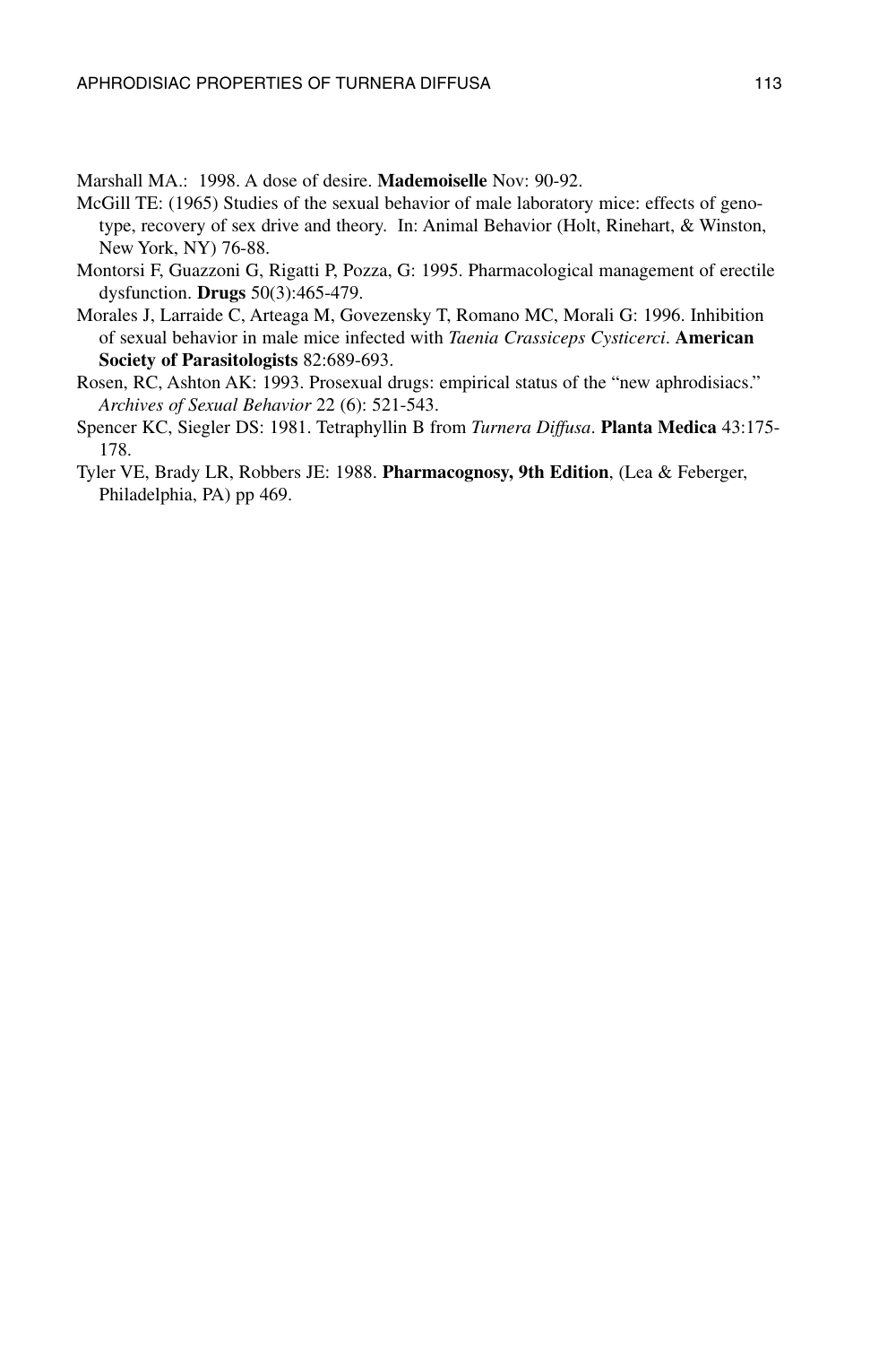Marshall MA.: 1998. A dose of desire. **Mademoiselle** Nov: 90-92.

McGill TE: (1965) Studies of the sexual behavior of male laboratory mice: effects of genotype, recovery of sex drive and theory. In: Animal Behavior (Holt, Rinehart, & Winston, New York, NY) 76-88.

Montorsi F, Guazzoni G, Rigatti P, Pozza, G: 1995. Pharmacological management of erectile dysfunction. **Drugs** 50(3):465-479.

Morales J, Larraide C, Arteaga M, Govezensky T, Romano MC, Morali G: 1996. Inhibition of sexual behavior in male mice infected with *Taenia Crassiceps Cysticerci*. **American Society of Parasitologists** 82:689-693.

Rosen, RC, Ashton AK: 1993. Prosexual drugs: empirical status of the "new aphrodisiacs." *Archives of Sexual Behavior* 22 (6): 521-543.

Spencer KC, Siegler DS: 1981. Tetraphyllin B from *Turnera Diffusa*. **Planta Medica** 43:175-178.

Tyler VE, Brady LR, Robbers JE: 1988. **Pharmacognosy, 9th Edition**, (Lea & Feberger, Philadelphia, PA) pp 469.